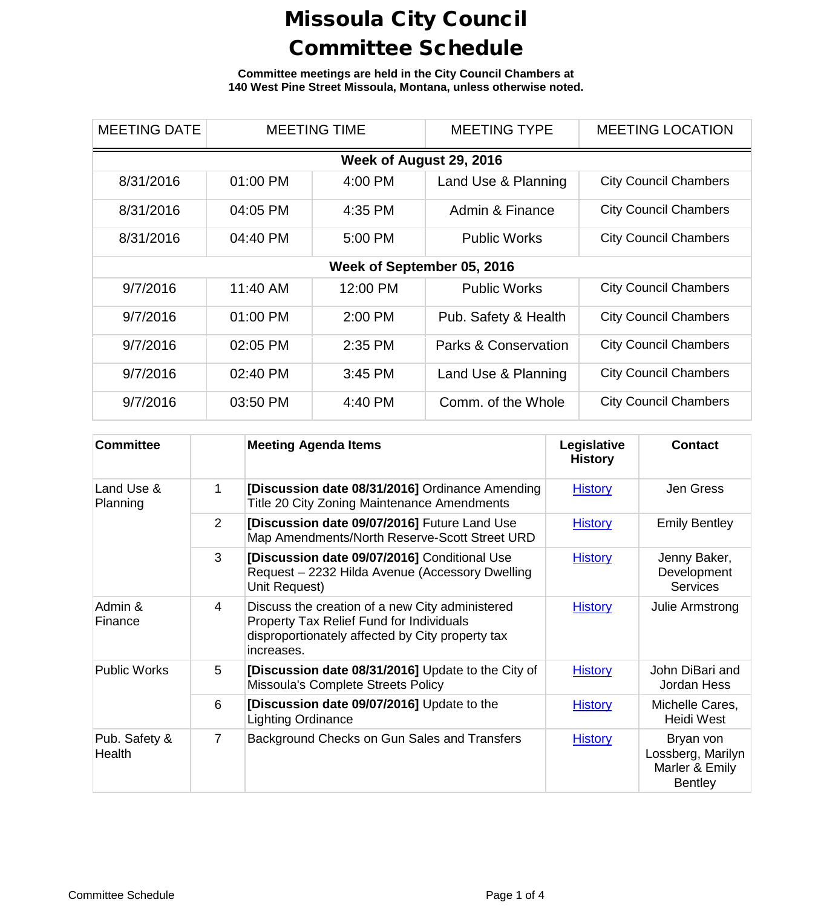# Missoula City Council Committee Schedule

**Committee meetings are held in the City Council Chambers at 140 West Pine Street Missoula, Montana, unless otherwise noted.**

| MEETING DATE | MEETING TIME | | MEETING TYPE | MEETING LOCATION |
|---|---|---|---|---|
| **Week of August 29, 2016** | | | | |
| 8/31/2016 | 01:00 PM | 4:00 PM | Land Use & Planning | City Council Chambers |
| 8/31/2016 | 04:05 PM | 4:35 PM | Admin & Finance | City Council Chambers |
| 8/31/2016 | 04:40 PM | 5:00 PM | Public Works | City Council Chambers |
| **Week of September 05, 2016** | | | | |
| 9/7/2016 | 11:40 AM | 12:00 PM | Public Works | City Council Chambers |
| 9/7/2016 | 01:00 PM | 2:00 PM | Pub. Safety & Health | City Council Chambers |
| 9/7/2016 | 02:05 PM | 2:35 PM | Parks & Conservation | City Council Chambers |
| 9/7/2016 | 02:40 PM | 3:45 PM | Land Use & Planning | City Council Chambers |
| 9/7/2016 | 03:50 PM | 4:40 PM | Comm. of the Whole | City Council Chambers |

| Committee | | Meeting Agenda Items | Legislative History | Contact |
|---|---|---|---|---|
| Land Use & Planning | 1 | **[Discussion date 08/31/2016]** Ordinance Amending Title 20 City Zoning Maintenance Amendments | History | Jen Gress |
| | 2 | **[Discussion date 09/07/2016]** Future Land Use Map Amendments/North Reserve-Scott Street URD | History | Emily Bentley |
| | 3 | **[Discussion date 09/07/2016]** Conditional Use Request – 2232 Hilda Avenue (Accessory Dwelling Unit Request) | History | Jenny Baker, Development Services |
| Admin & Finance | 4 | Discuss the creation of a new City administered Property Tax Relief Fund for Individuals disproportionately affected by City property tax increases. | History | Julie Armstrong |
| Public Works | 5 | **[Discussion date 08/31/2016]** Update to the City of Missoula's Complete Streets Policy | History | John DiBari and Jordan Hess |
| | 6 | **[Discussion date 09/07/2016]** Update to the Lighting Ordinance | History | Michelle Cares, Heidi West |
| Pub. Safety & Health | 7 | Background Checks on Gun Sales and Transfers | History | Bryan von Lossberg, Marilyn Marler & Emily Bentley |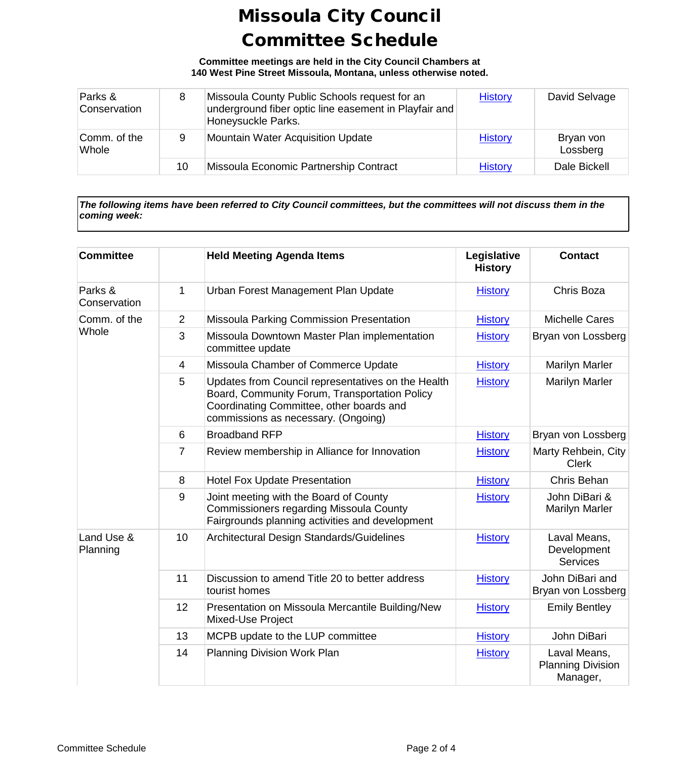# Missoula City Council Committee Schedule

**Committee meetings are held in the City Council Chambers at 140 West Pine Street Missoula, Montana, unless otherwise noted.**

| | | | | |
|---|---|---|---|---|
| Parks & Conservation | 8 | Missoula County Public Schools request for an underground fiber optic line easement in Playfair and Honeysuckle Parks. | History | David Selvage |
| Comm. of the Whole | 9 | Mountain Water Acquisition Update | History | Bryan von Lossberg |
| | 10 | Missoula Economic Partnership Contract | History | Dale Bickell |

***The following items have been referred to City Council committees, but the committees will not discuss them in the coming week:***

| Committee | | Held Meeting Agenda Items | Legislative History | Contact |
|---|---|---|---|---|
| Parks & Conservation | 1 | Urban Forest Management Plan Update | History | Chris Boza |
| Comm. of the Whole | 2 | Missoula Parking Commission Presentation | History | Michelle Cares |
| | 3 | Missoula Downtown Master Plan implementation committee update | History | Bryan von Lossberg |
| | 4 | Missoula Chamber of Commerce Update | History | Marilyn Marler |
| | 5 | Updates from Council representatives on the Health Board, Community Forum, Transportation Policy Coordinating Committee, other boards and commissions as necessary. (Ongoing) | History | Marilyn Marler |
| | 6 | Broadband RFP | History | Bryan von Lossberg |
| | 7 | Review membership in Alliance for Innovation | History | Marty Rehbein, City Clerk |
| | 8 | Hotel Fox Update Presentation | History | Chris Behan |
| | 9 | Joint meeting with the Board of County Commissioners regarding Missoula County Fairgrounds planning activities and development | History | John DiBari & Marilyn Marler |
| Land Use & Planning | 10 | Architectural Design Standards/Guidelines | History | Laval Means, Development Services |
| | 11 | Discussion to amend Title 20 to better address tourist homes | History | John DiBari and Bryan von Lossberg |
| | 12 | Presentation on Missoula Mercantile Building/New Mixed-Use Project | History | Emily Bentley |
| | 13 | MCPB update to the LUP committee | History | John DiBari |
| | 14 | Planning Division Work Plan | History | Laval Means, Planning Division Manager, |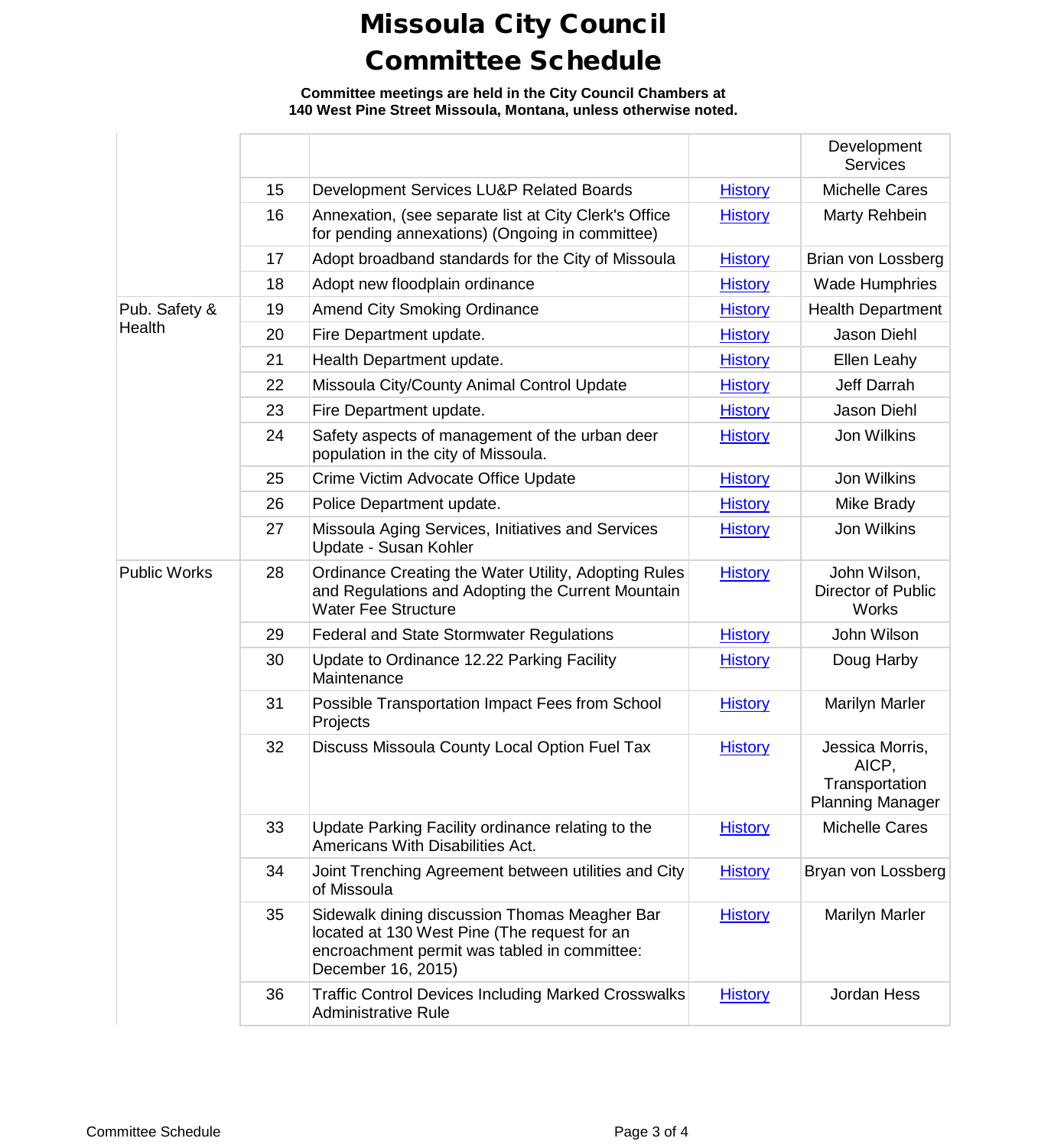# Missoula City Council Committee Schedule

**Committee meetings are held in the City Council Chambers at 140 West Pine Street Missoula, Montana, unless otherwise noted.**

| | | | | |
|---|---|---|---|---|
| | | | | Development Services |
| | 15 | Development Services LU&P Related Boards | History | Michelle Cares |
| | 16 | Annexation, (see separate list at City Clerk's Office for pending annexations) (Ongoing in committee) | History | Marty Rehbein |
| | 17 | Adopt broadband standards for the City of Missoula | History | Brian von Lossberg |
| | 18 | Adopt new floodplain ordinance | History | Wade Humphries |
| Pub. Safety & Health | 19 | Amend City Smoking Ordinance | History | Health Department |
| | 20 | Fire Department update. | History | Jason Diehl |
| | 21 | Health Department update. | History | Ellen Leahy |
| | 22 | Missoula City/County Animal Control Update | History | Jeff Darrah |
| | 23 | Fire Department update. | History | Jason Diehl |
| | 24 | Safety aspects of management of the urban deer population in the city of Missoula. | History | Jon Wilkins |
| | 25 | Crime Victim Advocate Office Update | History | Jon Wilkins |
| | 26 | Police Department update. | History | Mike Brady |
| | 27 | Missoula Aging Services, Initiatives and Services Update - Susan Kohler | History | Jon Wilkins |
| Public Works | 28 | Ordinance Creating the Water Utility, Adopting Rules and Regulations and Adopting the Current Mountain Water Fee Structure | History | John Wilson, Director of Public Works |
| | 29 | Federal and State Stormwater Regulations | History | John Wilson |
| | 30 | Update to Ordinance 12.22 Parking Facility Maintenance | History | Doug Harby |
| | 31 | Possible Transportation Impact Fees from School Projects | History | Marilyn Marler |
| | 32 | Discuss Missoula County Local Option Fuel Tax | History | Jessica Morris, AICP, Transportation Planning Manager |
| | 33 | Update Parking Facility ordinance relating to the Americans With Disabilities Act. | History | Michelle Cares |
| | 34 | Joint Trenching Agreement between utilities and City of Missoula | History | Bryan von Lossberg |
| | 35 | Sidewalk dining discussion Thomas Meagher Bar located at 130 West Pine (The request for an encroachment permit was tabled in committee: December 16, 2015) | History | Marilyn Marler |
| | 36 | Traffic Control Devices Including Marked Crosswalks Administrative Rule | History | Jordan Hess |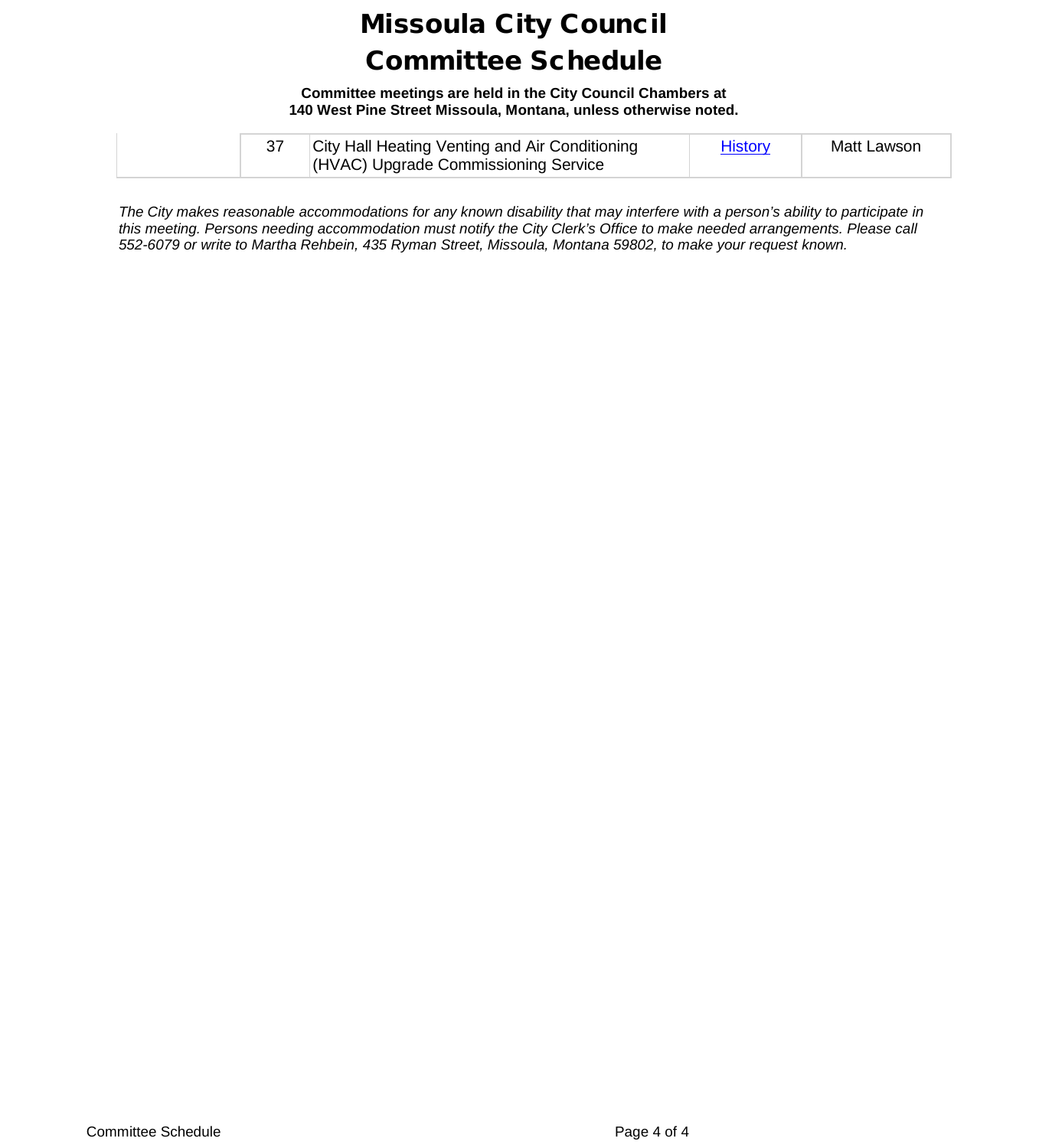# Missoula City Council
# Committee Schedule

**Committee meetings are held in the City Council Chambers at 140 West Pine Street Missoula, Montana, unless otherwise noted.**

| | | | | |
|---|---|---|---|---|
| | 37 | City Hall Heating Venting and Air Conditioning (HVAC) Upgrade Commissioning Service | History | Matt Lawson |

*The City makes reasonable accommodations for any known disability that may interfere with a person's ability to participate in this meeting. Persons needing accommodation must notify the City Clerk's Office to make needed arrangements. Please call 552-6079 or write to Martha Rehbein, 435 Ryman Street, Missoula, Montana 59802, to make your request known.*